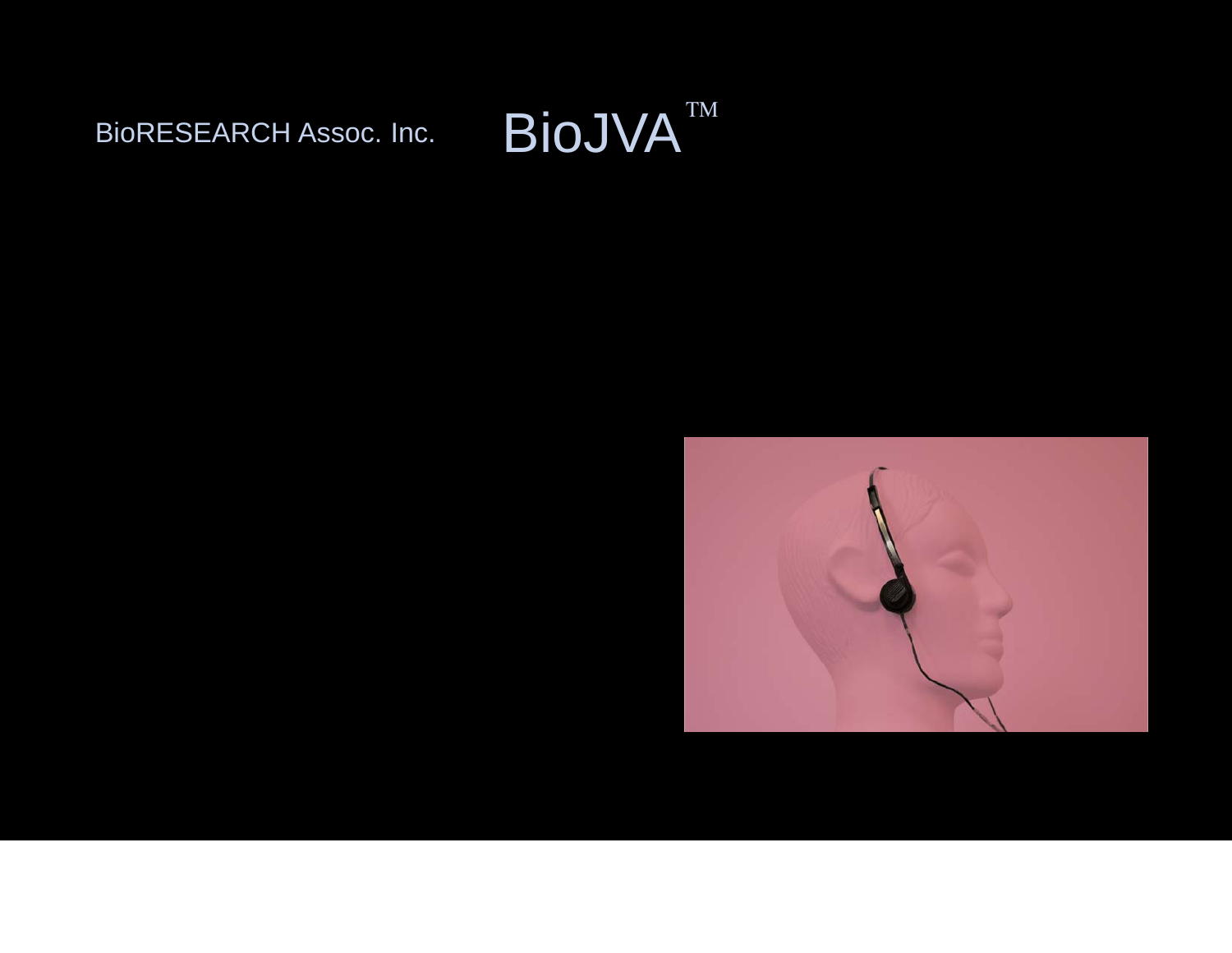BioRESEARCH Assoc. Inc.

# BioJVA™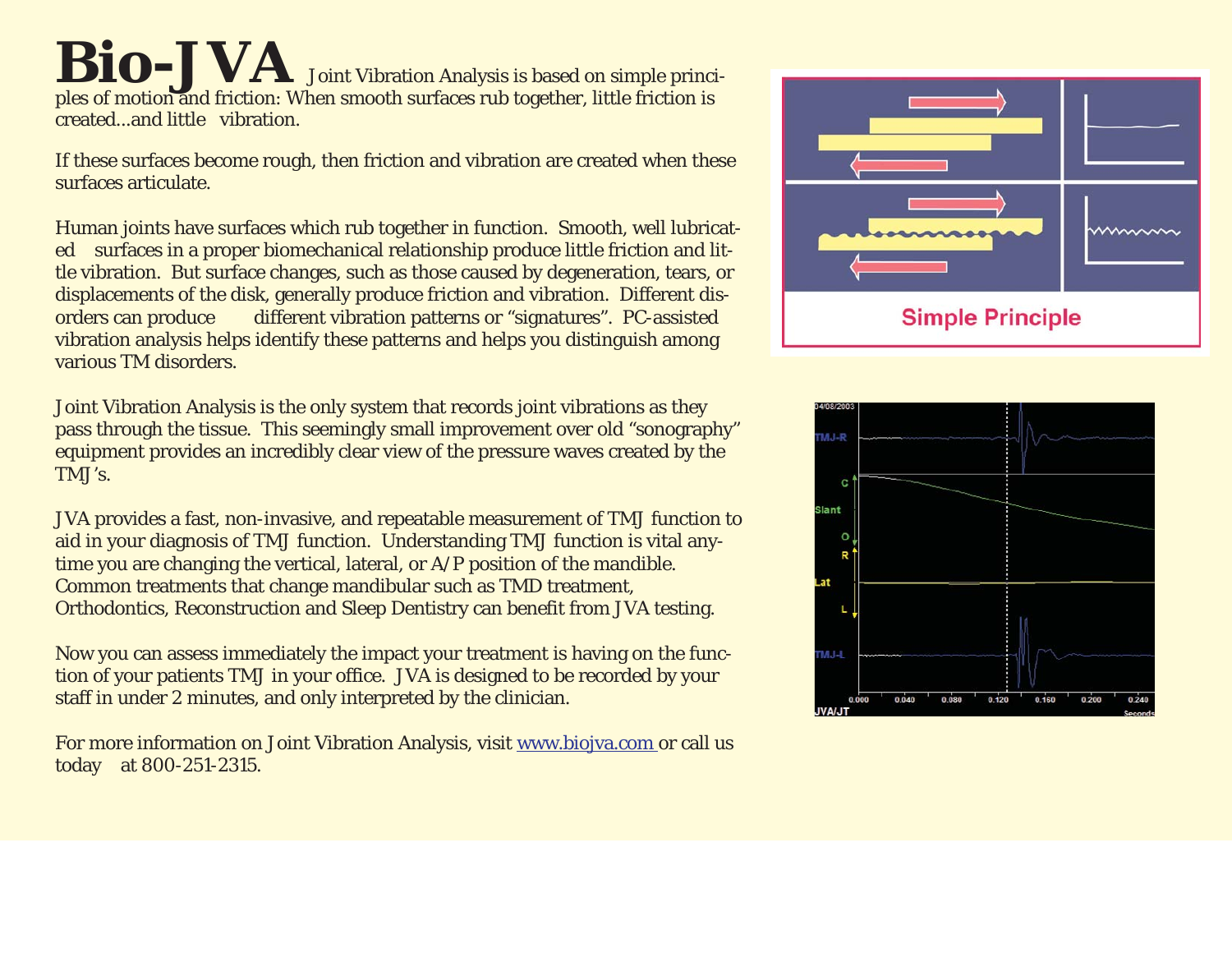# Bio-JVA

Joint Vibration Analysis is based on simple principles of motion and friction: When smooth surfaces rub together, little friction is created...and little vibration.

If these surfaces become rough, then friction and vibration are created when these surfaces articulate.

Human joints have surfaces which rub together in function. Smooth, well lubricated surfaces in a proper biomechanical relationship produce little friction and little vibration. But surface changes, such as those caused by degeneration, tears, or displacements of the disk, generally produce friction and vibration. Different disorders can produce different vibration patterns or "signatures". PC-assisted vibration analysis helps identify these patterns and helps you distinguish among various TM disorders.

Joint Vibration Analysis is the only system that records joint vibrations as they pass through the tissue. This seemingly small improvement over old "sonography" equipment provides an incredibly clear view of the pressure waves created by the TMJ's.

JVA provides a fast, non-invasive, and repeatable measurement of TMJ function to aid in your diagnosis of TMJ function. Understanding TMJ function is vital anytime you are changing the vertical, lateral, or A/P position of the mandible. Common treatments that change mandibular such as TMD treatment, Orthodontics, Reconstruction and Sleep Dentistry can benefit from JVA testing.

Now you can assess immediately the impact your treatment is having on the function of your patients TMJ in your office. JVA is designed to be recorded by your staff in under 2 minutes, and only interpreted by the clinician.

For more information on Joint Vibration Analysis, visit www.biojva.com or call us today at 800-251-2315.

Simple Principle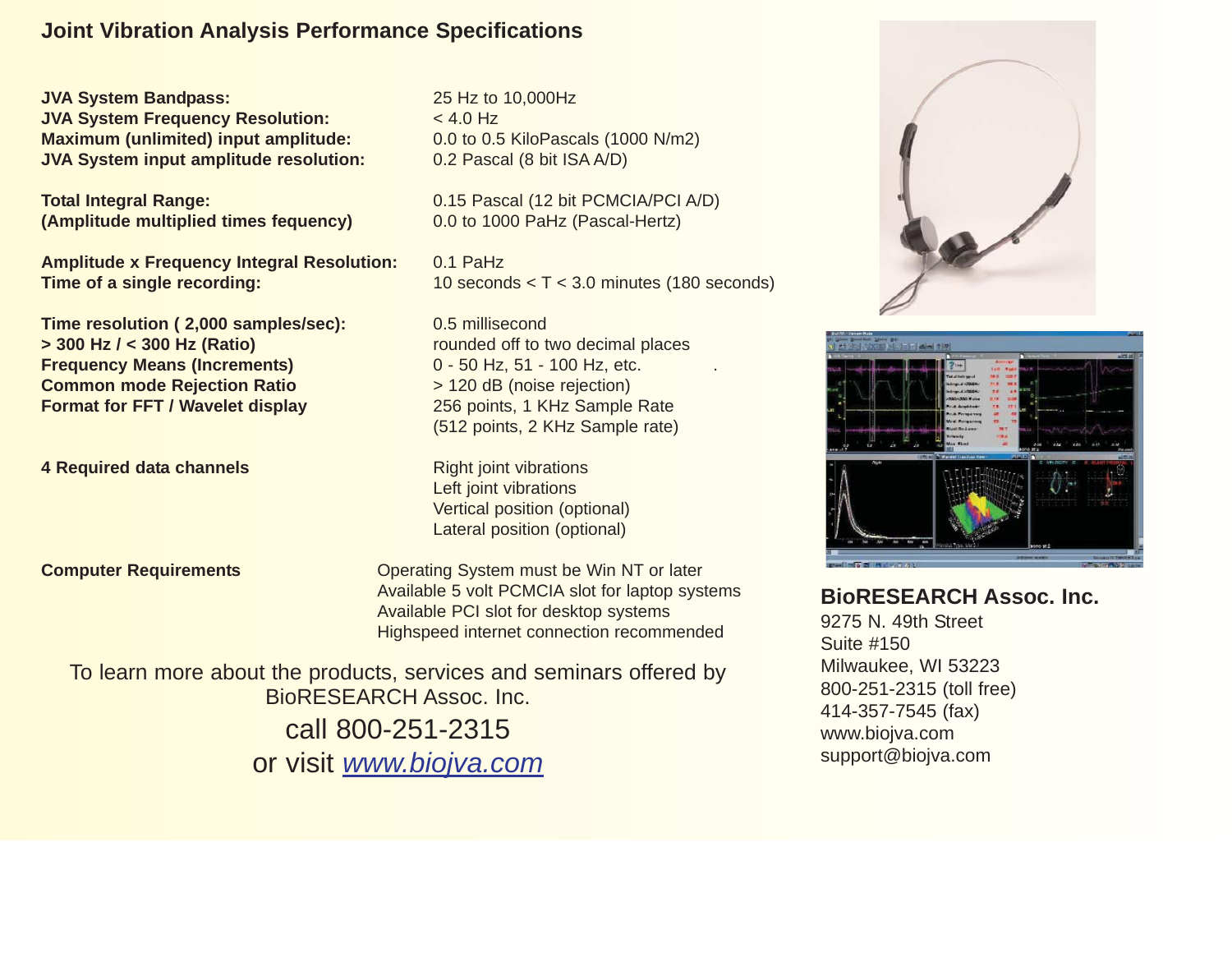## Joint Vibration Analysis Performance Specifications

| | |
|---|---|
| **JVA System Bandpass:** | 25 Hz to 10,000Hz |
| **JVA System Frequency Resolution:** | < 4.0 Hz |
| **Maximum (unlimited) input amplitude:** | 0.0 to 0.5 KiloPascals (1000 N/m2) |
| **JVA System input amplitude resolution:** | 0.2 Pascal (8 bit ISA A/D) |
| | 0.15 Pascal (12 bit PCMCIA/PCI A/D) |
| **Total Integral Range:** **(Amplitude multiplied times fequency)** | 0.0 to 1000 PaHz (Pascal-Hertz) |
| **Amplitude x Frequency Integral Resolution:** | 0.1 PaHz |
| **Time of a single recording:** | 10 seconds < T < 3.0 minutes (180 seconds) |
| **Time resolution ( 2,000 samples/sec):** | 0.5 millisecond |
| **> 300 Hz / < 300 Hz (Ratio)** | rounded off to two decimal places |
| **Frequency Means (Increments)** | 0 - 50 Hz, 51 - 100 Hz, etc. |
| **Common mode Rejection Ratio** | > 120 dB (noise rejection) |
| **Format for FFT / Wavelet display** | 256 points, 1 KHz Sample Rate (512 points, 2 KHz Sample rate) |
| **4 Required data channels** | Right joint vibrations<br>Left joint vibrations<br>Vertical position (optional)<br>Lateral position (optional) |
| **Computer Requirements** | Operating System must be Win NT or later<br>Available 5 volt PCMCIA slot for laptop systems<br>Available PCI slot for desktop systems<br>Highspeed internet connection recommended |

To learn more about the products, services and seminars offered by BioRESEARCH Assoc. Inc.

call 800-251-2315

or visit *www.biojva.com*

**BioRESEARCH Assoc. Inc.**
9275 N. 49th Street
Suite #150
Milwaukee, WI 53223
800-251-2315 (toll free)
414-357-7545 (fax)
www.biojva.com
support@biojva.com